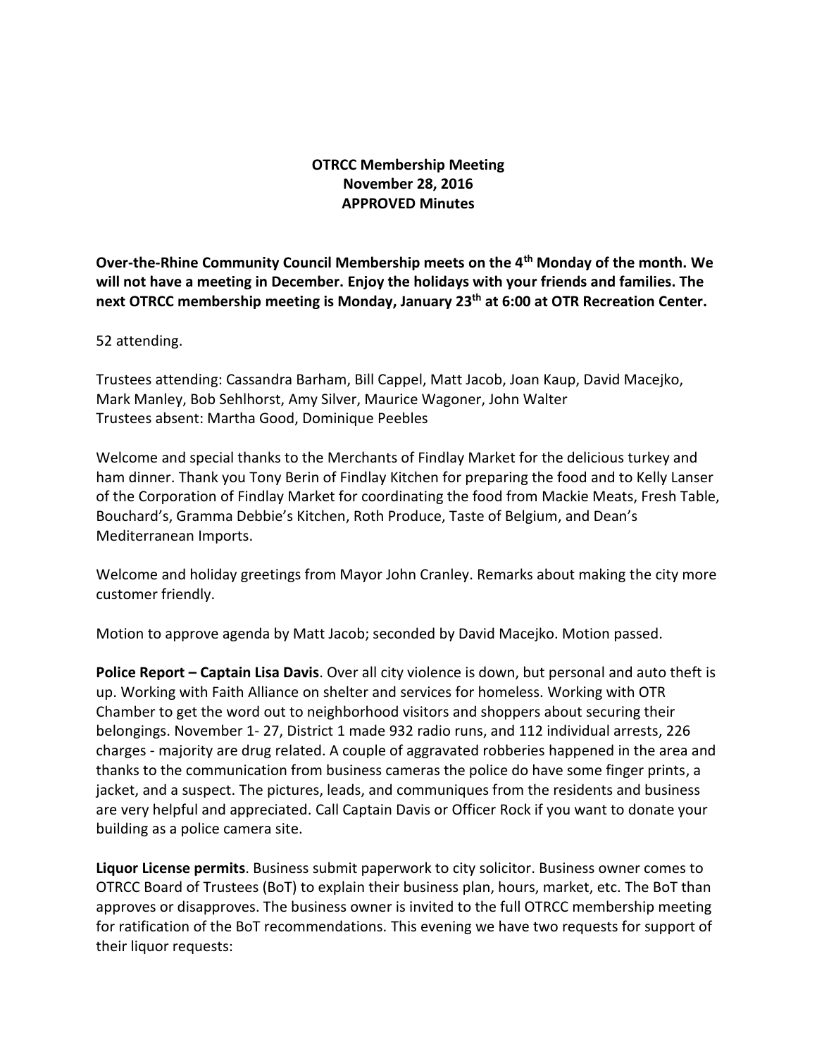# OTRCC Membership Meeting
# November 28, 2016
# APPROVED Minutes

**Over-the-Rhine Community Council Membership meets on the 4th Monday of the month. We will not have a meeting in December. Enjoy the holidays with your friends and families. The next OTRCC membership meeting is Monday, January 23rd at 6:00 at OTR Recreation Center.**

52 attending.

Trustees attending: Cassandra Barham, Bill Cappel, Matt Jacob, Joan Kaup, David Macejko, Mark Manley, Bob Sehlhorst, Amy Silver, Maurice Wagoner, John Walter
Trustees absent: Martha Good, Dominique Peebles

Welcome and special thanks to the Merchants of Findlay Market for the delicious turkey and ham dinner. Thank you Tony Berin of Findlay Kitchen for preparing the food and to Kelly Lanser of the Corporation of Findlay Market for coordinating the food from Mackie Meats, Fresh Table, Bouchard's, Gramma Debbie's Kitchen, Roth Produce, Taste of Belgium, and Dean's Mediterranean Imports.

Welcome and holiday greetings from Mayor John Cranley. Remarks about making the city more customer friendly.

Motion to approve agenda by Matt Jacob; seconded by David Macejko. Motion passed.

**Police Report – Captain Lisa Davis**. Over all city violence is down, but personal and auto theft is up. Working with Faith Alliance on shelter and services for homeless. Working with OTR Chamber to get the word out to neighborhood visitors and shoppers about securing their belongings. November 1- 27, District 1 made 932 radio runs, and 112 individual arrests, 226 charges - majority are drug related. A couple of aggravated robberies happened in the area and thanks to the communication from business cameras the police do have some finger prints, a jacket, and a suspect. The pictures, leads, and communiques from the residents and business are very helpful and appreciated. Call Captain Davis or Officer Rock if you want to donate your building as a police camera site.

**Liquor License permits**. Business submit paperwork to city solicitor. Business owner comes to OTRCC Board of Trustees (BoT) to explain their business plan, hours, market, etc. The BoT than approves or disapproves. The business owner is invited to the full OTRCC membership meeting for ratification of the BoT recommendations. This evening we have two requests for support of their liquor requests: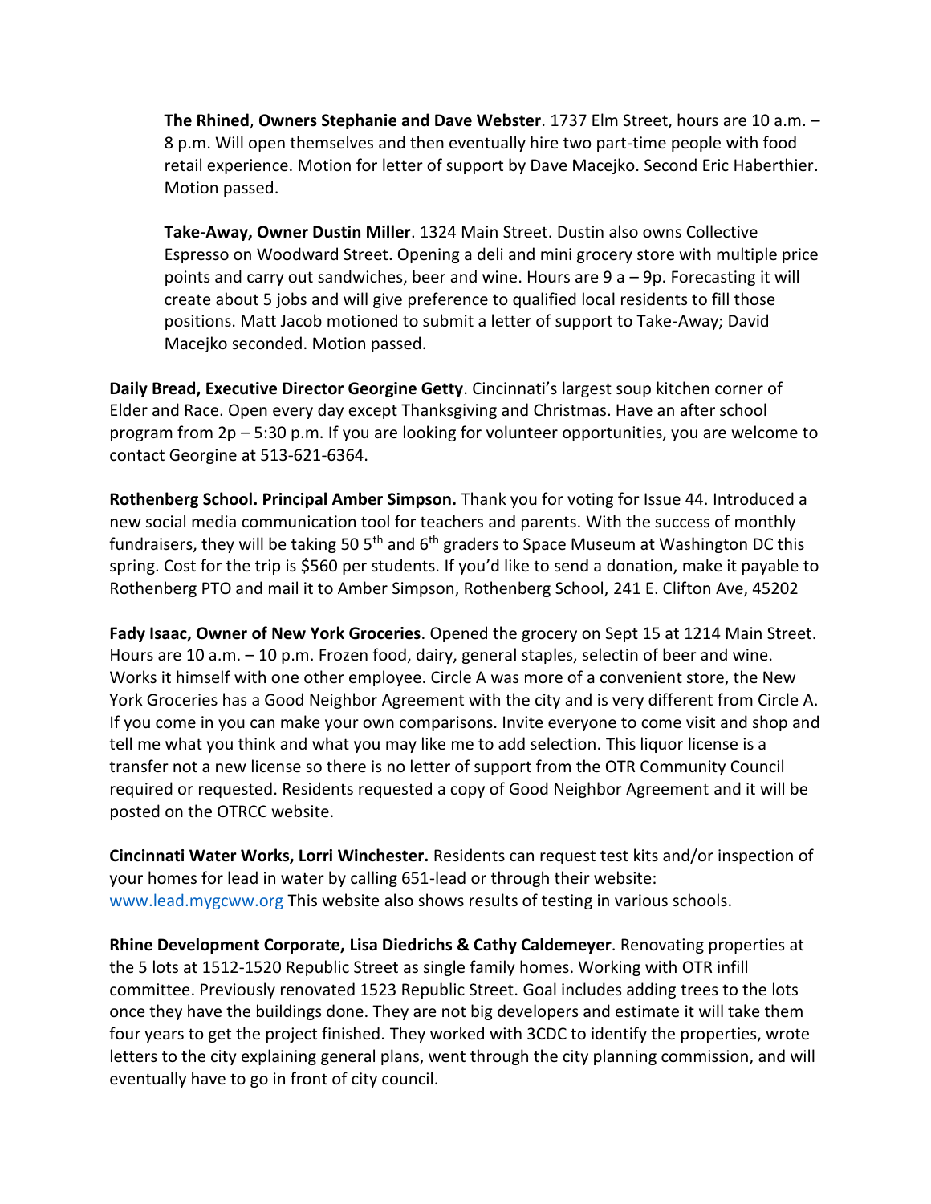**The Rhined**, **Owners Stephanie and Dave Webster**. 1737 Elm Street, hours are 10 a.m. – 8 p.m. Will open themselves and then eventually hire two part-time people with food retail experience. Motion for letter of support by Dave Macejko. Second Eric Haberthier. Motion passed.

**Take-Away, Owner Dustin Miller**. 1324 Main Street. Dustin also owns Collective Espresso on Woodward Street. Opening a deli and mini grocery store with multiple price points and carry out sandwiches, beer and wine. Hours are 9 a – 9p. Forecasting it will create about 5 jobs and will give preference to qualified local residents to fill those positions. Matt Jacob motioned to submit a letter of support to Take-Away; David Macejko seconded. Motion passed.

**Daily Bread, Executive Director Georgine Getty**. Cincinnati's largest soup kitchen corner of Elder and Race. Open every day except Thanksgiving and Christmas. Have an after school program from 2p – 5:30 p.m. If you are looking for volunteer opportunities, you are welcome to contact Georgine at 513-621-6364.

**Rothenberg School. Principal Amber Simpson.** Thank you for voting for Issue 44. Introduced a new social media communication tool for teachers and parents. With the success of monthly fundraisers, they will be taking 50 5th and 6th graders to Space Museum at Washington DC this spring. Cost for the trip is $560 per students. If you'd like to send a donation, make it payable to Rothenberg PTO and mail it to Amber Simpson, Rothenberg School, 241 E. Clifton Ave, 45202

**Fady Isaac, Owner of New York Groceries**. Opened the grocery on Sept 15 at 1214 Main Street. Hours are 10 a.m. – 10 p.m. Frozen food, dairy, general staples, selectin of beer and wine. Works it himself with one other employee. Circle A was more of a convenient store, the New York Groceries has a Good Neighbor Agreement with the city and is very different from Circle A. If you come in you can make your own comparisons. Invite everyone to come visit and shop and tell me what you think and what you may like me to add selection. This liquor license is a transfer not a new license so there is no letter of support from the OTR Community Council required or requested. Residents requested a copy of Good Neighbor Agreement and it will be posted on the OTRCC website.

**Cincinnati Water Works, Lorri Winchester.** Residents can request test kits and/or inspection of your homes for lead in water by calling 651-lead or through their website: www.lead.mygcww.org This website also shows results of testing in various schools.

**Rhine Development Corporate, Lisa Diedrichs & Cathy Caldemeyer**. Renovating properties at the 5 lots at 1512-1520 Republic Street as single family homes. Working with OTR infill committee. Previously renovated 1523 Republic Street. Goal includes adding trees to the lots once they have the buildings done. They are not big developers and estimate it will take them four years to get the project finished. They worked with 3CDC to identify the properties, wrote letters to the city explaining general plans, went through the city planning commission, and will eventually have to go in front of city council.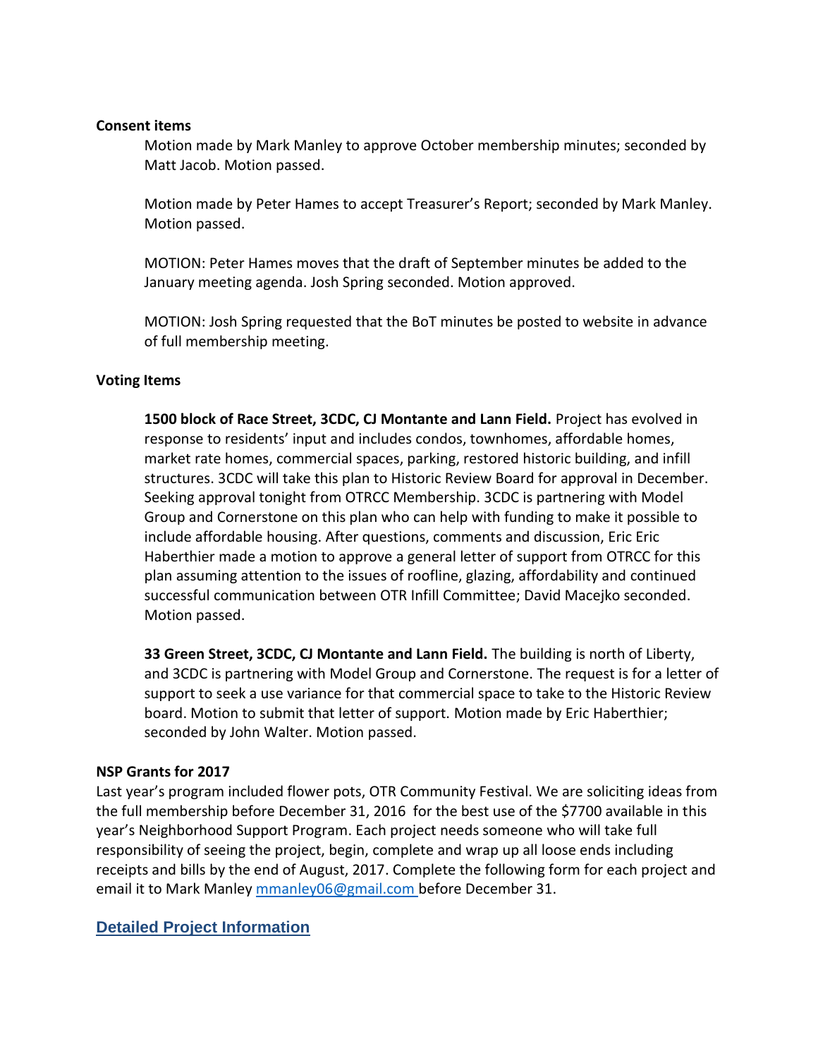**Consent items**

Motion made by Mark Manley to approve October membership minutes; seconded by Matt Jacob. Motion passed.

Motion made by Peter Hames to accept Treasurer's Report; seconded by Mark Manley. Motion passed.

MOTION: Peter Hames moves that the draft of September minutes be added to the January meeting agenda. Josh Spring seconded. Motion approved.

MOTION: Josh Spring requested that the BoT minutes be posted to website in advance of full membership meeting.

**Voting Items**

**1500 block of Race Street, 3CDC, CJ Montante and Lann Field.** Project has evolved in response to residents' input and includes condos, townhomes, affordable homes, market rate homes, commercial spaces, parking, restored historic building, and infill structures. 3CDC will take this plan to Historic Review Board for approval in December. Seeking approval tonight from OTRCC Membership. 3CDC is partnering with Model Group and Cornerstone on this plan who can help with funding to make it possible to include affordable housing. After questions, comments and discussion, Eric Eric Haberthier made a motion to approve a general letter of support from OTRCC for this plan assuming attention to the issues of roofline, glazing, affordability and continued successful communication between OTR Infill Committee; David Macejko seconded. Motion passed.

**33 Green Street, 3CDC, CJ Montante and Lann Field.** The building is north of Liberty, and 3CDC is partnering with Model Group and Cornerstone. The request is for a letter of support to seek a use variance for that commercial space to take to the Historic Review board. Motion to submit that letter of support. Motion made by Eric Haberthier; seconded by John Walter. Motion passed.

**NSP Grants for 2017**

Last year's program included flower pots, OTR Community Festival. We are soliciting ideas from the full membership before December 31, 2016 for the best use of the $7700 available in this year's Neighborhood Support Program. Each project needs someone who will take full responsibility of seeing the project, begin, complete and wrap up all loose ends including receipts and bills by the end of August, 2017. Complete the following form for each project and email it to Mark Manley mmanley06@gmail.com before December 31.

## Detailed Project Information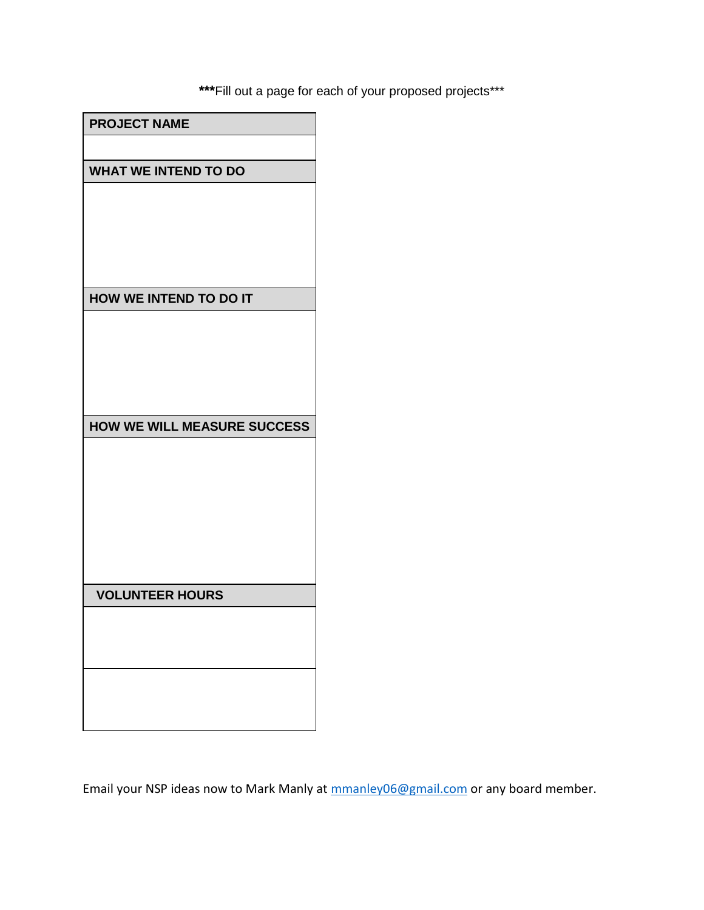***Fill out a page for each of your proposed projects***

| PROJECT NAME |
| --- |
| |
| **WHAT WE INTEND TO DO** |
| |
| **HOW WE INTEND TO DO IT** |
| |
| **HOW WE WILL MEASURE SUCCESS** |
| |
| **VOLUNTEER HOURS** |
| |
| |

Email your NSP ideas now to Mark Manly at [mmanley06@gmail.com](mailto:mmanley06@gmail.com) or any board member.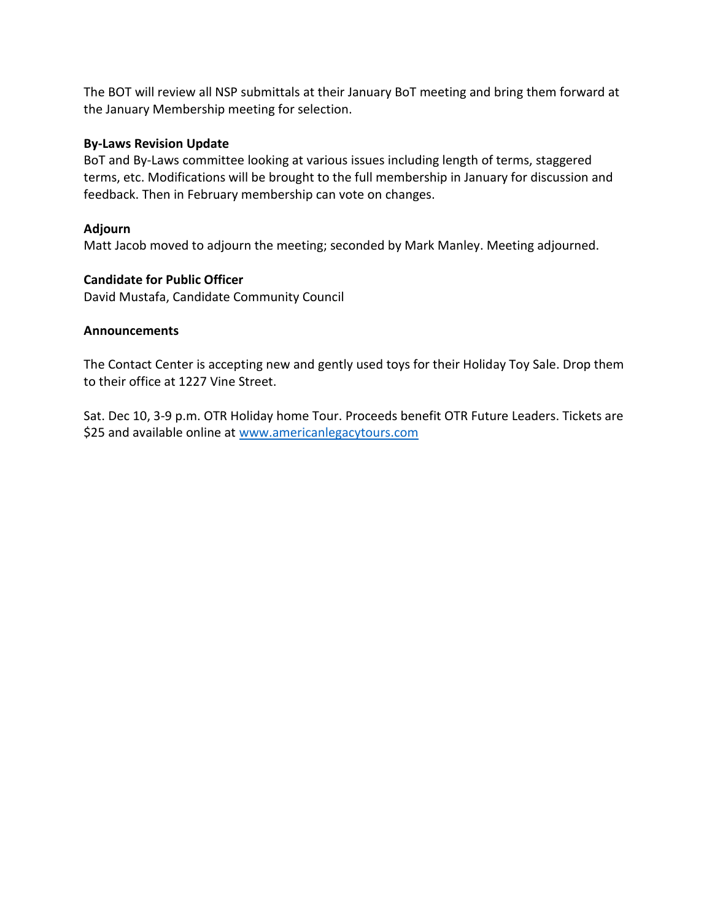The BOT will review all NSP submittals at their January BoT meeting and bring them forward at the January Membership meeting for selection.

**By-Laws Revision Update**
BoT and By-Laws committee looking at various issues including length of terms, staggered terms, etc. Modifications will be brought to the full membership in January for discussion and feedback. Then in February membership can vote on changes.

**Adjourn**
Matt Jacob moved to adjourn the meeting; seconded by Mark Manley. Meeting adjourned.

**Candidate for Public Officer**
David Mustafa, Candidate Community Council

**Announcements**

The Contact Center is accepting new and gently used toys for their Holiday Toy Sale. Drop them to their office at 1227 Vine Street.

Sat. Dec 10, 3-9 p.m. OTR Holiday home Tour. Proceeds benefit OTR Future Leaders. Tickets are $25 and available online at [www.americanlegacytours.com](http://www.americanlegacytours.com)